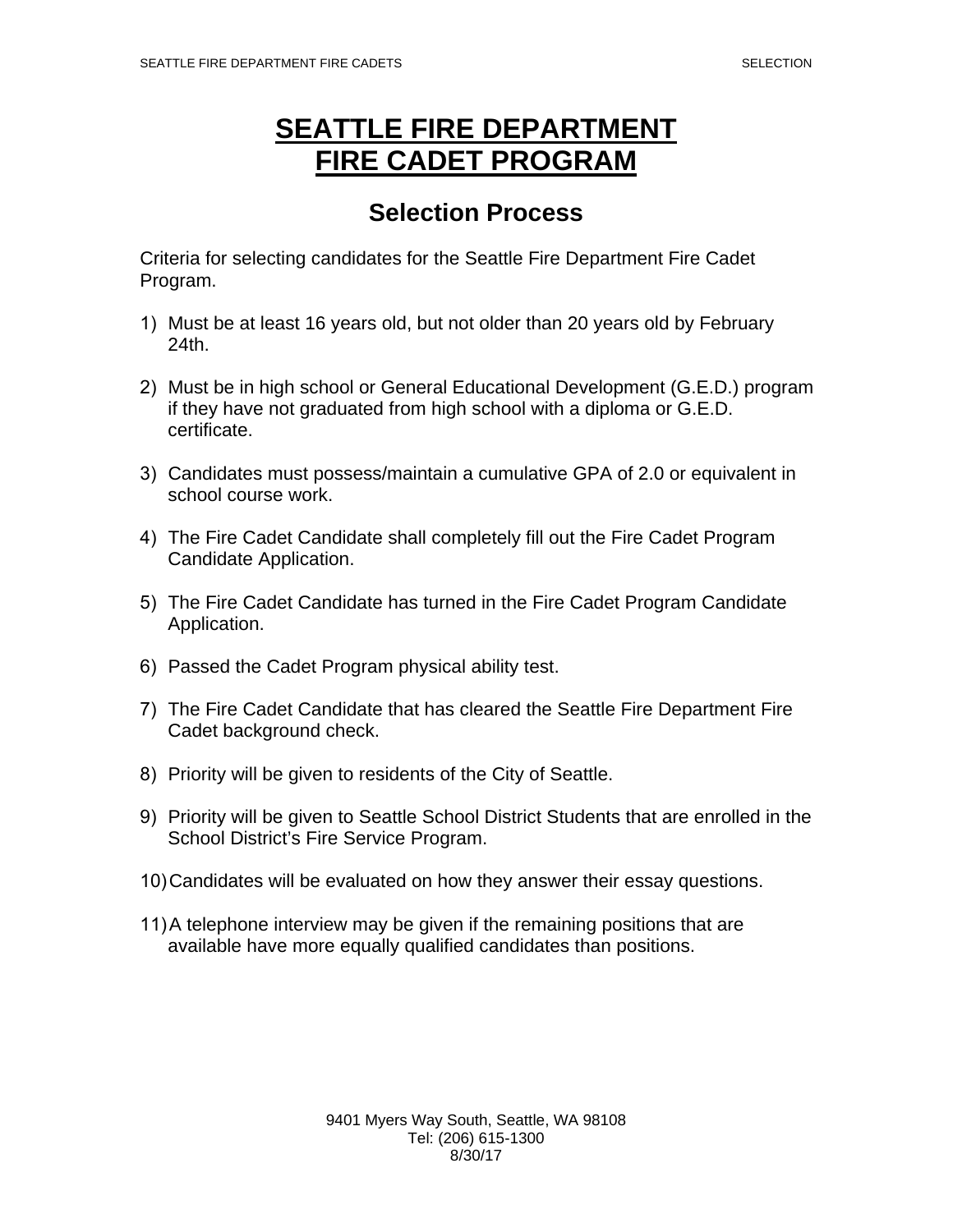# SEATTLE FIRE DEPARTMENT
# FIRE CADET PROGRAM

## Selection Process

Criteria for selecting candidates for the Seattle Fire Department Fire Cadet Program.

1) Must be at least 16 years old, but not older than 20 years old by February 24th.

2) Must be in high school or General Educational Development (G.E.D.) program if they have not graduated from high school with a diploma or G.E.D. certificate.

3) Candidates must possess/maintain a cumulative GPA of 2.0 or equivalent in school course work.

4) The Fire Cadet Candidate shall completely fill out the Fire Cadet Program Candidate Application.

5) The Fire Cadet Candidate has turned in the Fire Cadet Program Candidate Application.

6) Passed the Cadet Program physical ability test.

7) The Fire Cadet Candidate that has cleared the Seattle Fire Department Fire Cadet background check.

8) Priority will be given to residents of the City of Seattle.

9) Priority will be given to Seattle School District Students that are enrolled in the School District's Fire Service Program.

10) Candidates will be evaluated on how they answer their essay questions.

11) A telephone interview may be given if the remaining positions that are available have more equally qualified candidates than positions.

9401 Myers Way South, Seattle, WA 98108
Tel: (206) 615-1300
8/30/17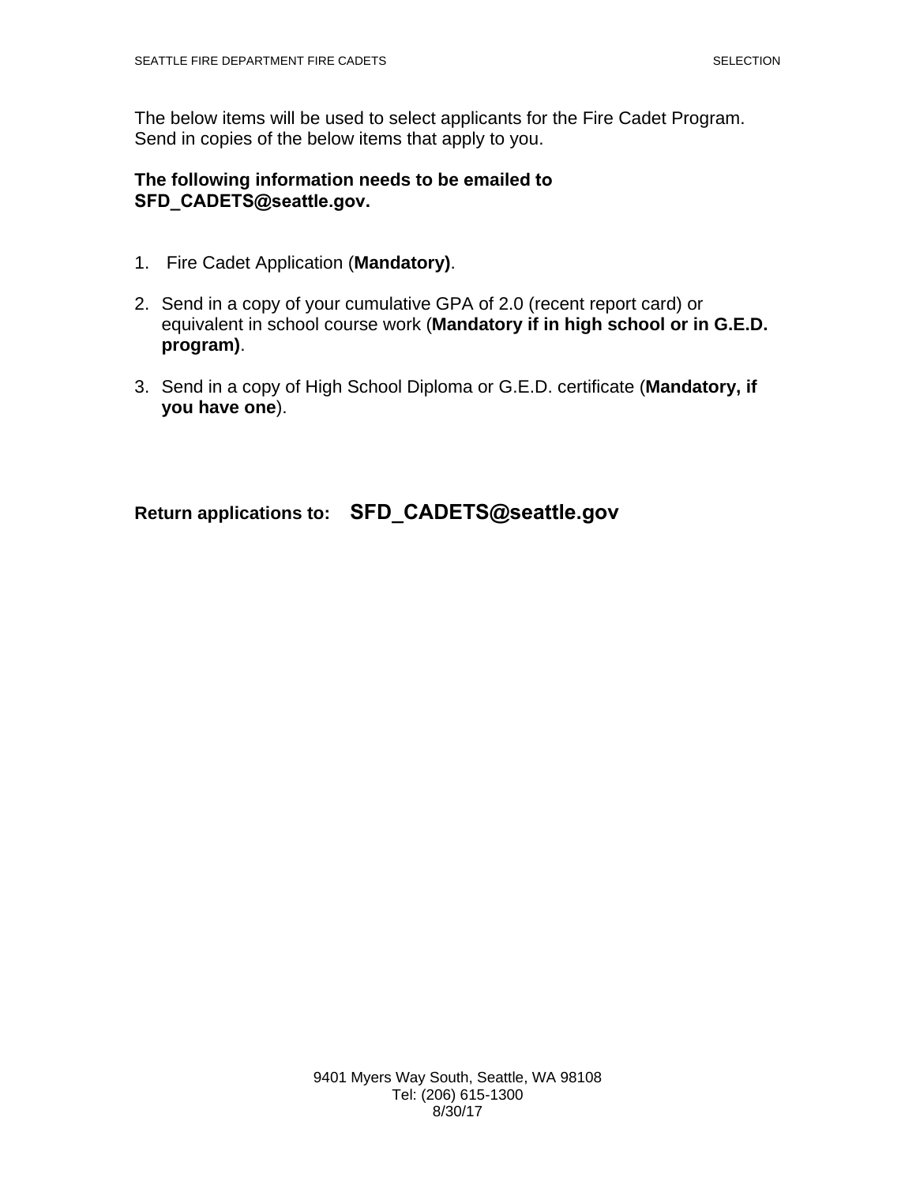The below items will be used to select applicants for the Fire Cadet Program. Send in copies of the below items that apply to you.

**The following information needs to be emailed to SFD_CADETS@seattle.gov.**

1. Fire Cadet Application (**Mandatory)**.

2. Send in a copy of your cumulative GPA of 2.0 (recent report card) or equivalent in school course work (**Mandatory if in high school or in G.E.D. program)**.

3. Send in a copy of High School Diploma or G.E.D. certificate (**Mandatory, if you have one**).

**Return applications to:** **SFD_CADETS@seattle.gov**

9401 Myers Way South, Seattle, WA 98108
Tel: (206) 615-1300
8/30/17